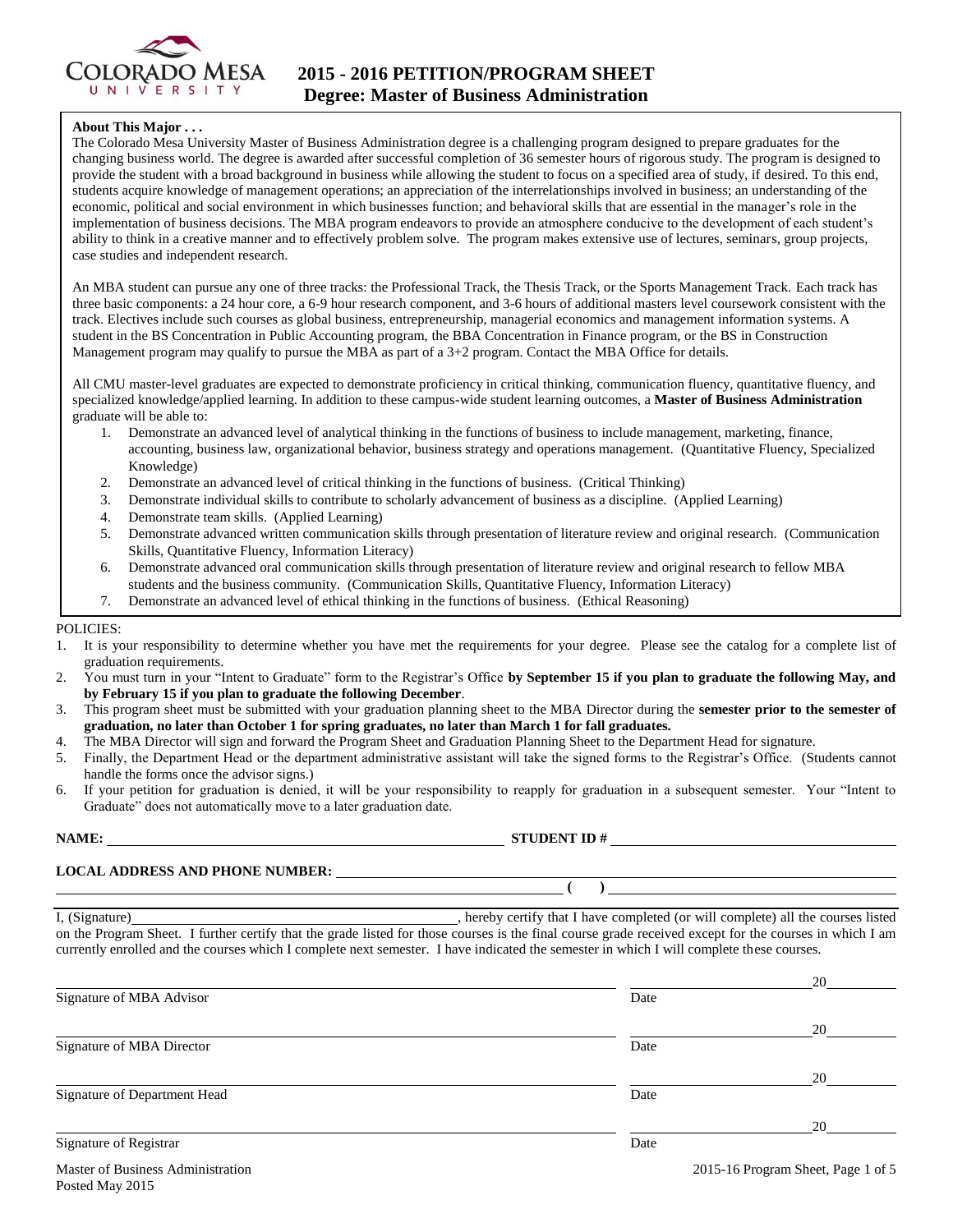# 2015 - 2016 PETITION/PROGRAM SHEET
## Degree: Master of Business Administration

**About This Major . . .**

The Colorado Mesa University Master of Business Administration degree is a challenging program designed to prepare graduates for the changing business world. The degree is awarded after successful completion of 36 semester hours of rigorous study. The program is designed to provide the student with a broad background in business while allowing the student to focus on a specified area of study, if desired. To this end, students acquire knowledge of management operations; an appreciation of the interrelationships involved in business; an understanding of the economic, political and social environment in which businesses function; and behavioral skills that are essential in the manager's role in the implementation of business decisions. The MBA program endeavors to provide an atmosphere conducive to the development of each student's ability to think in a creative manner and to effectively problem solve. The program makes extensive use of lectures, seminars, group projects, case studies and independent research.

An MBA student can pursue any one of three tracks: the Professional Track, the Thesis Track, or the Sports Management Track. Each track has three basic components: a 24 hour core, a 6-9 hour research component, and 3-6 hours of additional masters level coursework consistent with the track. Electives include such courses as global business, entrepreneurship, managerial economics and management information systems. A student in the BS Concentration in Public Accounting program, the BBA Concentration in Finance program, or the BS in Construction Management program may qualify to pursue the MBA as part of a 3+2 program. Contact the MBA Office for details.

All CMU master-level graduates are expected to demonstrate proficiency in critical thinking, communication fluency, quantitative fluency, and specialized knowledge/applied learning. In addition to these campus-wide student learning outcomes, a **Master of Business Administration** graduate will be able to:

1. Demonstrate an advanced level of analytical thinking in the functions of business to include management, marketing, finance, accounting, business law, organizational behavior, business strategy and operations management. (Quantitative Fluency, Specialized Knowledge)
2. Demonstrate an advanced level of critical thinking in the functions of business. (Critical Thinking)
3. Demonstrate individual skills to contribute to scholarly advancement of business as a discipline. (Applied Learning)
4. Demonstrate team skills. (Applied Learning)
5. Demonstrate advanced written communication skills through presentation of literature review and original research. (Communication Skills, Quantitative Fluency, Information Literacy)
6. Demonstrate advanced oral communication skills through presentation of literature review and original research to fellow MBA students and the business community. (Communication Skills, Quantitative Fluency, Information Literacy)
7. Demonstrate an advanced level of ethical thinking in the functions of business. (Ethical Reasoning)

POLICIES:

1. It is your responsibility to determine whether you have met the requirements for your degree. Please see the catalog for a complete list of graduation requirements.
2. You must turn in your "Intent to Graduate" form to the Registrar's Office **by September 15 if you plan to graduate the following May, and by February 15 if you plan to graduate the following December**.
3. This program sheet must be submitted with your graduation planning sheet to the MBA Director during the **semester prior to the semester of graduation, no later than October 1 for spring graduates, no later than March 1 for fall graduates.**
4. The MBA Director will sign and forward the Program Sheet and Graduation Planning Sheet to the Department Head for signature.
5. Finally, the Department Head or the department administrative assistant will take the signed forms to the Registrar's Office. (Students cannot handle the forms once the advisor signs.)
6. If your petition for graduation is denied, it will be your responsibility to reapply for graduation in a subsequent semester. Your "Intent to Graduate" does not automatically move to a later graduation date.

**NAME:** ________________________ **STUDENT ID #** ________________________

**LOCAL ADDRESS AND PHONE NUMBER:** ________________________

________________________ **( )** ________________________

I, (Signature) ________________________, hereby certify that I have completed (or will complete) all the courses listed on the Program Sheet. I further certify that the grade listed for those courses is the final course grade received except for the courses in which I am currently enrolled and the courses which I complete next semester. I have indicated the semester in which I will complete these courses.

________________________ ____________ 20____
Signature of MBA Advisor Date

________________________ ____________ 20____
Signature of MBA Director Date

________________________ ____________ 20____
Signature of Department Head Date

________________________ ____________ 20____
Signature of Registrar Date

Master of Business Administration
Posted May 2015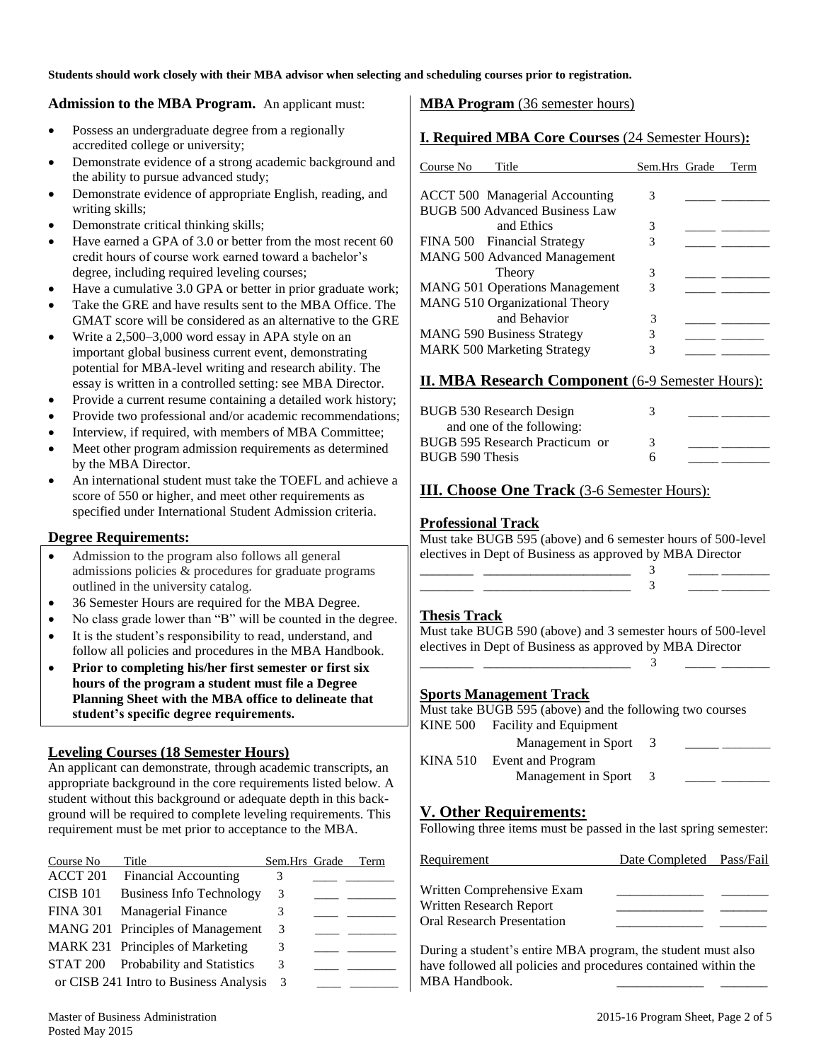**Students should work closely with their MBA advisor when selecting and scheduling courses prior to registration.**

**Admission to the MBA Program.** An applicant must:

- Possess an undergraduate degree from a regionally accredited college or university;
- Demonstrate evidence of a strong academic background and the ability to pursue advanced study;
- Demonstrate evidence of appropriate English, reading, and writing skills;
- Demonstrate critical thinking skills;
- Have earned a GPA of 3.0 or better from the most recent 60 credit hours of course work earned toward a bachelor's degree, including required leveling courses;
- Have a cumulative 3.0 GPA or better in prior graduate work;
- Take the GRE and have results sent to the MBA Office. The GMAT score will be considered as an alternative to the GRE
- Write a 2,500–3,000 word essay in APA style on an important global business current event, demonstrating potential for MBA-level writing and research ability. The essay is written in a controlled setting: see MBA Director.
- Provide a current resume containing a detailed work history;
- Provide two professional and/or academic recommendations;
- Interview, if required, with members of MBA Committee;
- Meet other program admission requirements as determined by the MBA Director.
- An international student must take the TOEFL and achieve a score of 550 or higher, and meet other requirements as specified under International Student Admission criteria.

### Degree Requirements:

- Admission to the program also follows all general admissions policies & procedures for graduate programs outlined in the university catalog.
- 36 Semester Hours are required for the MBA Degree.
- No class grade lower than "B" will be counted in the degree.
- It is the student's responsibility to read, understand, and follow all policies and procedures in the MBA Handbook.
- **Prior to completing his/her first semester or first six hours of the program a student must file a Degree Planning Sheet with the MBA office to delineate that student's specific degree requirements.**

### Leveling Courses (18 Semester Hours)

An applicant can demonstrate, through academic transcripts, an appropriate background in the core requirements listed below. A student without this background or adequate depth in this background will be required to complete leveling requirements. This requirement must be met prior to acceptance to the MBA.

| Course No | Title | Sem.Hrs | Grade | Term |
|---|---|---|---|---|
| ACCT 201 | Financial Accounting | 3 | ____ | ________ |
| CISB 101 | Business Info Technology | 3 | ____ | ________ |
| FINA 301 | Managerial Finance | 3 | ____ | ________ |
| MANG 201 | Principles of Management | 3 | ____ | ________ |
| MARK 231 | Principles of Marketing | 3 | ____ | ________ |
| STAT 200 | Probability and Statistics | 3 | ____ | ________ |
| or CISB 241 | Intro to Business Analysis | 3 | ____ | ________ |

## MBA Program (36 semester hours)

### I. Required MBA Core Courses (24 Semester Hours):

| Course No | Title | Sem.Hrs | Grade | Term |
|---|---|---|---|---|
| ACCT 500 | Managerial Accounting | 3 | _____ | ________ |
| BUGB 500 | Advanced Business Law and Ethics | 3 | _____ | ________ |
| FINA 500 | Financial Strategy | 3 | _____ | ________ |
| MANG 500 | Advanced Management Theory | 3 | _____ | ________ |
| MANG 501 | Operations Management | 3 | _____ | ________ |
| MANG 510 | Organizational Theory and Behavior | 3 | _____ | ________ |
| MANG 590 | Business Strategy | 3 | _____ | ________ |
| MARK 500 | Marketing Strategy | 3 | _____ | ________ |

### II. MBA Research Component (6-9 Semester Hours):

| Course No | Title | Sem.Hrs | Grade | Term |
|---|---|---|---|---|
| BUGB 530 | Research Design | 3 | _____ | ________ |
| | and one of the following: | | | |
| BUGB 595 | Research Practicum or | 3 | _____ | ________ |
| BUGB 590 | Thesis | 6 | _____ | ________ |

### III. Choose One Track (3-6 Semester Hours):

#### Professional Track

Must take BUGB 595 (above) and 6 semester hours of 500-level electives in Dept of Business as approved by MBA Director

| Course No | Title | Sem.Hrs | Grade | Term |
|---|---|---|---|---|
| ________ | ______________________ | 3 | _____ | ________ |
| ________ | ______________________ | 3 | _____ | ________ |

#### Thesis Track

Must take BUGB 590 (above) and 3 semester hours of 500-level electives in Dept of Business as approved by MBA Director

| Course No | Title | Sem.Hrs | Grade | Term |
|---|---|---|---|---|
| ________ | ______________________ | 3 | _____ | ________ |

#### Sports Management Track

Must take BUGB 595 (above) and the following two courses

| Course No | Title | Sem.Hrs | Grade | Term |
|---|---|---|---|---|
| KINE 500 | Facility and Equipment Management in Sport | 3 | _____ | ________ |
| KINA 510 | Event and Program Management in Sport | 3 | _____ | ________ |

### V. Other Requirements:

Following three items must be passed in the last spring semester:

| Requirement | Date Completed | Pass/Fail |
|---|---|---|
| Written Comprehensive Exam | _____________ | _______ |
| Written Research Report | _____________ | _______ |
| Oral Research Presentation | _____________ | _______ |

During a student's entire MBA program, the student must also have followed all policies and procedures contained within the MBA Handbook. _____________ _______

Master of Business Administration
Posted May 2015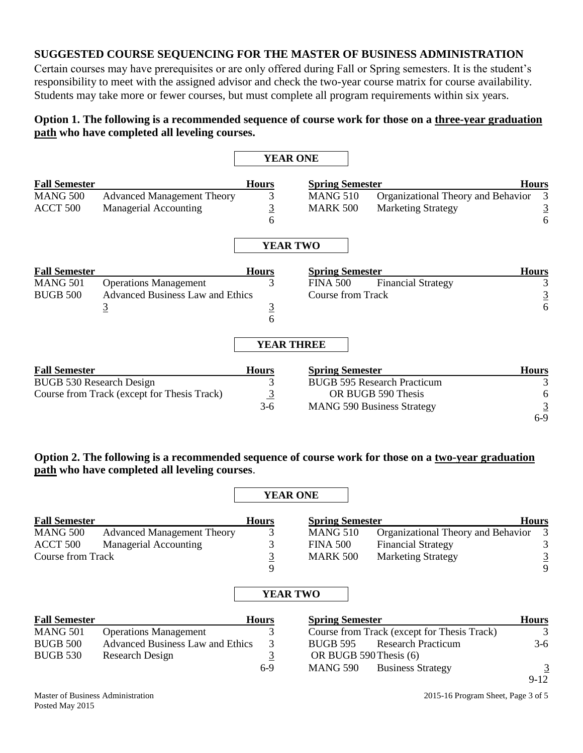## SUGGESTED COURSE SEQUENCING FOR THE MASTER OF BUSINESS ADMINISTRATION

Certain courses may have prerequisites or are only offered during Fall or Spring semesters. It is the student's responsibility to meet with the assigned advisor and check the two-year course matrix for course availability. Students may take more or fewer courses, but must complete all program requirements within six years.

### Option 1. The following is a recommended sequence of course work for those on a three-year graduation path who have completed all leveling courses.

**YEAR ONE**

| Fall Semester | | Hours | Spring Semester | | Hours |
|---|---|---|---|---|---|
| MANG 500 | Advanced Management Theory | 3 | MANG 510 | Organizational Theory and Behavior | 3 |
| ACCT 500 | Managerial Accounting | 3 | MARK 500 | Marketing Strategy | 3 |
| | | 6 | | | 6 |

**YEAR TWO**

| Fall Semester | | Hours | Spring Semester | | Hours |
|---|---|---|---|---|---|
| MANG 501 | Operations Management | 3 | FINA 500 | Financial Strategy | 3 |
| BUGB 500 | Advanced Business Law and Ethics 3 | 3 | Course from Track | | 3 |
| | | 6 | | | 6 |

**YEAR THREE**

| Fall Semester | Hours | Spring Semester | Hours |
|---|---|---|---|
| BUGB 530 Research Design | 3 | BUGB 595 Research Practicum | 3 |
| Course from Track (except for Thesis Track) | 3 | OR BUGB 590 Thesis | 6 |
| | 3-6 | MANG 590 Business Strategy | 3 |
| | | | 6-9 |

### Option 2. The following is a recommended sequence of course work for those on a two-year graduation path who have completed all leveling courses.

**YEAR ONE**

| Fall Semester | | Hours | Spring Semester | | Hours |
|---|---|---|---|---|---|
| MANG 500 | Advanced Management Theory | 3 | MANG 510 | Organizational Theory and Behavior | 3 |
| ACCT 500 | Managerial Accounting | 3 | FINA 500 | Financial Strategy | 3 |
| Course from Track | | 3 | MARK 500 | Marketing Strategy | 3 |
| | | 9 | | | 9 |

**YEAR TWO**

| Fall Semester | | Hours | Spring Semester | | Hours |
|---|---|---|---|---|---|
| MANG 501 | Operations Management | 3 | Course from Track (except for Thesis Track) | | 3 |
| BUGB 500 | Advanced Business Law and Ethics | 3 | BUGB 595 | Research Practicum | 3-6 |
| BUGB 530 | Research Design | 3 | OR BUGB 590 Thesis (6) | | |
| | | 6-9 | MANG 590 | Business Strategy | 3 |
| | | | | | 9-12 |

Master of Business Administration
Posted May 2015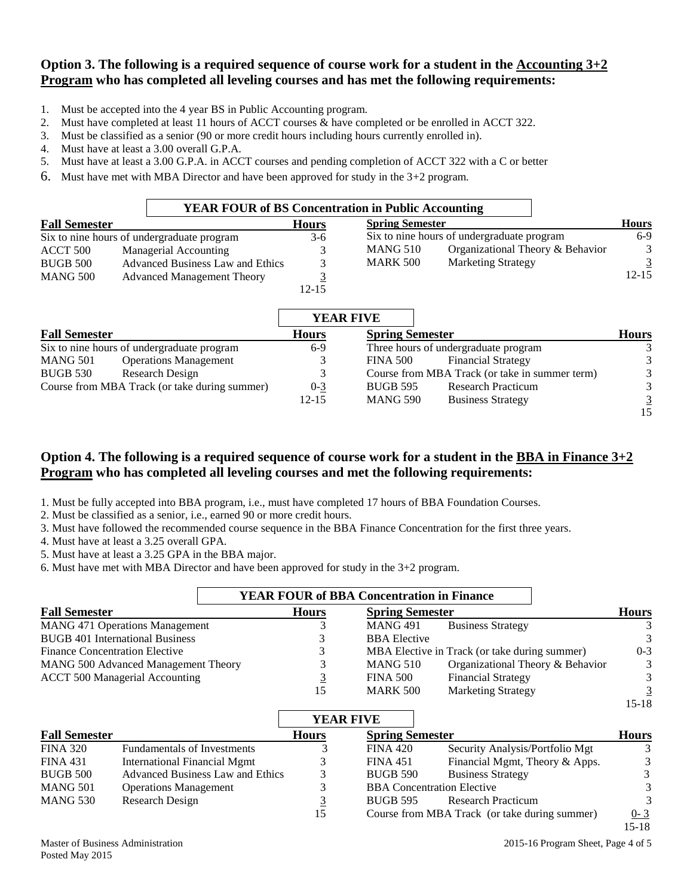## Option 3. The following is a required sequence of course work for a student in the Accounting 3+2 Program who has completed all leveling courses and has met the following requirements:

1. Must be accepted into the 4 year BS in Public Accounting program.
2. Must have completed at least 11 hours of ACCT courses & have completed or be enrolled in ACCT 322.
3. Must be classified as a senior (90 or more credit hours including hours currently enrolled in).
4. Must have at least a 3.00 overall G.P.A.
5. Must have at least a 3.00 G.P.A. in ACCT courses and pending completion of ACCT 322 with a C or better
6. Must have met with MBA Director and have been approved for study in the 3+2 program.

### YEAR FOUR of BS Concentration in Public Accounting

| Fall Semester | | Hours | Spring Semester | | Hours |
|---|---|---|---|---|---|
| Six to nine hours of undergraduate program | | 3-6 | Six to nine hours of undergraduate program | | 6-9 |
| ACCT 500 | Managerial Accounting | 3 | MANG 510 | Organizational Theory & Behavior | 3 |
| BUGB 500 | Advanced Business Law and Ethics | 3 | MARK 500 | Marketing Strategy | 3 |
| MANG 500 | Advanced Management Theory | 3 | | | 12-15 |
| | | 12-15 | | | |

### YEAR FIVE

| Fall Semester | | Hours | Spring Semester | | Hours |
|---|---|---|---|---|---|
| Six to nine hours of undergraduate program | | 6-9 | Three hours of undergraduate program | | 3 |
| MANG 501 | Operations Management | 3 | FINA 500 | Financial Strategy | 3 |
| BUGB 530 | Research Design | 3 | Course from MBA Track (or take in summer term) | | 3 |
| Course from MBA Track (or take during summer) | | 0-3 | BUGB 595 | Research Practicum | 3 |
| | | 12-15 | MANG 590 | Business Strategy | 3 |
| | | | | | 15 |

## Option 4. The following is a required sequence of course work for a student in the BBA in Finance 3+2 Program who has completed all leveling courses and met the following requirements:

1. Must be fully accepted into BBA program, i.e., must have completed 17 hours of BBA Foundation Courses.
2. Must be classified as a senior, i.e., earned 90 or more credit hours.
3. Must have followed the recommended course sequence in the BBA Finance Concentration for the first three years.
4. Must have at least a 3.25 overall GPA.
5. Must have at least a 3.25 GPA in the BBA major.
6. Must have met with MBA Director and have been approved for study in the 3+2 program.

### YEAR FOUR of BBA Concentration in Finance

| Fall Semester | Hours | Spring Semester | | Hours |
|---|---|---|---|---|
| MANG 471 Operations Management | 3 | MANG 491 | Business Strategy | 3 |
| BUGB 401 International Business | 3 | BBA Elective | | 3 |
| Finance Concentration Elective | 3 | MBA Elective in Track (or take during summer) | | 0-3 |
| MANG 500 Advanced Management Theory | 3 | MANG 510 | Organizational Theory & Behavior | 3 |
| ACCT 500 Managerial Accounting | 3 | FINA 500 | Financial Strategy | 3 |
| | 15 | MARK 500 | Marketing Strategy | 3 |
| | | | | 15-18 |

### YEAR FIVE

| Fall Semester | | Hours | Spring Semester | | Hours |
|---|---|---|---|---|---|
| FINA 320 | Fundamentals of Investments | 3 | FINA 420 | Security Analysis/Portfolio Mgt | 3 |
| FINA 431 | International Financial Mgmt | 3 | FINA 451 | Financial Mgmt, Theory & Apps. | 3 |
| BUGB 500 | Advanced Business Law and Ethics | 3 | BUGB 590 | Business Strategy | 3 |
| MANG 501 | Operations Management | 3 | BBA Concentration Elective | | 3 |
| MANG 530 | Research Design | 3 | BUGB 595 | Research Practicum | 3 |
| | | 15 | Course from MBA Track (or take during summer) | | 0-3 |
| | | | | | 15-18 |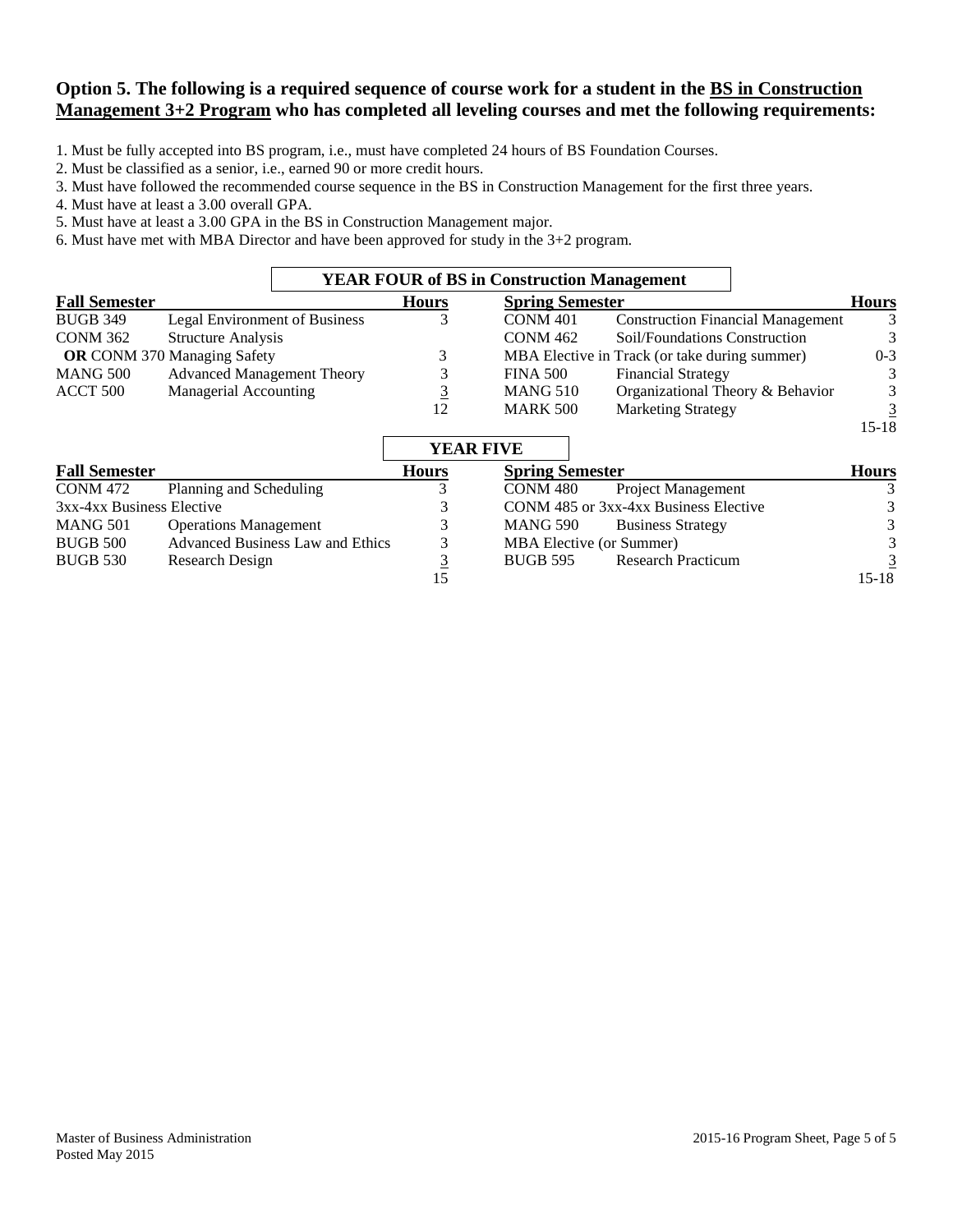**Option 5. The following is a required sequence of course work for a student in the BS in Construction Management 3+2 Program who has completed all leveling courses and met the following requirements:**

1. Must be fully accepted into BS program, i.e., must have completed 24 hours of BS Foundation Courses.
2. Must be classified as a senior, i.e., earned 90 or more credit hours.
3. Must have followed the recommended course sequence in the BS in Construction Management for the first three years.
4. Must have at least a 3.00 overall GPA.
5. Must have at least a 3.00 GPA in the BS in Construction Management major.
6. Must have met with MBA Director and have been approved for study in the 3+2 program.

**YEAR FOUR of BS in Construction Management**

| Fall Semester | | Hours | Spring Semester | | Hours |
|---|---|---|---|---|---|
| BUGB 349 | Legal Environment of Business | 3 | CONM 401 | Construction Financial Management | 3 |
| CONM 362 | Structure Analysis | | CONM 462 | Soil/Foundations Construction | 3 |
| **OR** CONM 370 Managing Safety | | 3 | MBA Elective in Track (or take during summer) | | 0-3 |
| MANG 500 | Advanced Management Theory | 3 | FINA 500 | Financial Strategy | 3 |
| ACCT 500 | Managerial Accounting | 3 | MANG 510 | Organizational Theory & Behavior | 3 |
| | | 12 | MARK 500 | Marketing Strategy | 3 |
| | | | | | 15-18 |

**YEAR FIVE**

| Fall Semester | | Hours | Spring Semester | | Hours |
|---|---|---|---|---|---|
| CONM 472 | Planning and Scheduling | 3 | CONM 480 | Project Management | 3 |
| 3xx-4xx Business Elective | | 3 | CONM 485 or 3xx-4xx Business Elective | | 3 |
| MANG 501 | Operations Management | 3 | MANG 590 | Business Strategy | 3 |
| BUGB 500 | Advanced Business Law and Ethics | 3 | MBA Elective (or Summer) | | 3 |
| BUGB 530 | Research Design | 3 | BUGB 595 | Research Practicum | 3 |
| | | 15 | | | 15-18 |